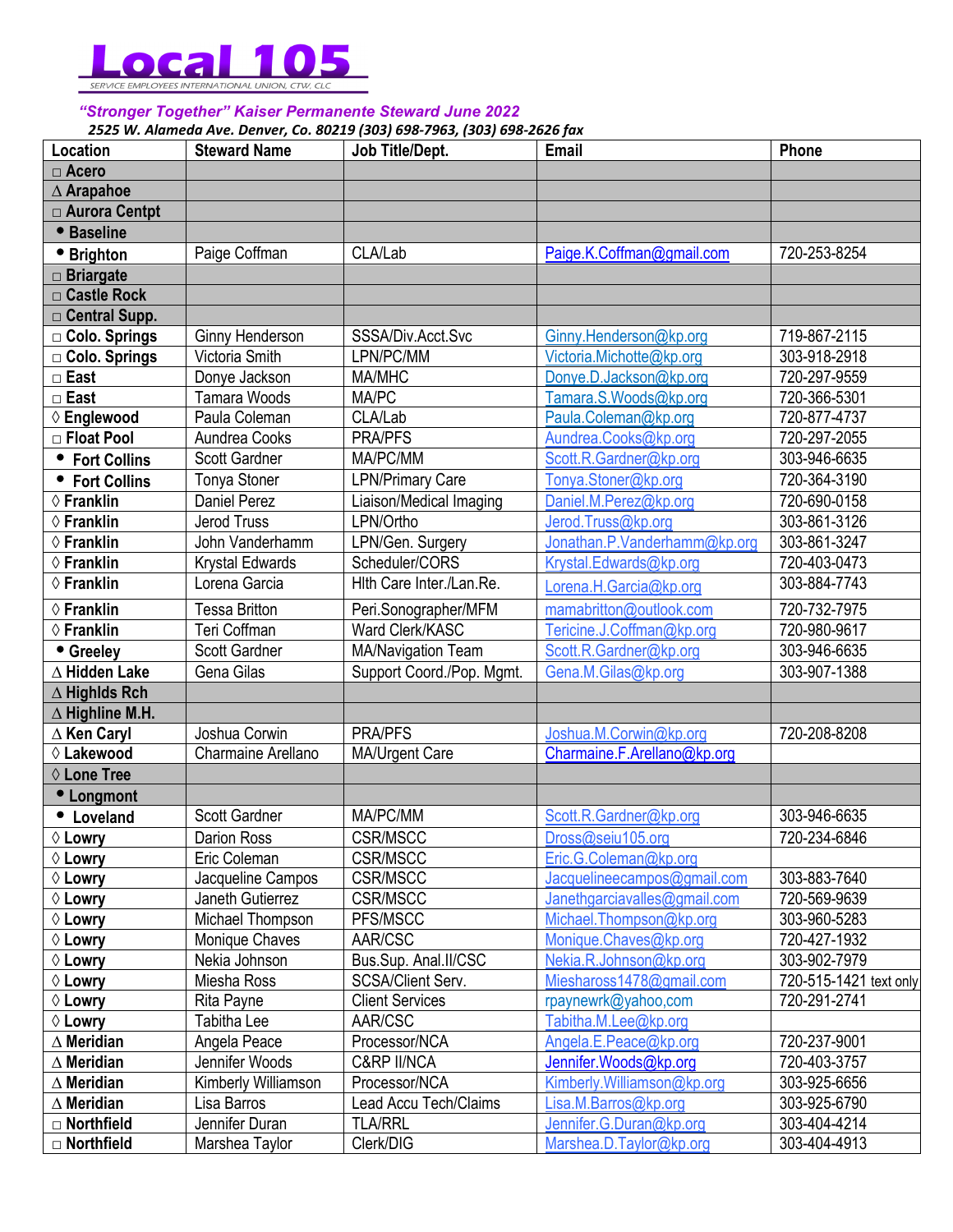# Local 105

SERVICE EMPLOYEES INTERNATIONAL UNION, CTW, CLC

***"Stronger Together" Kaiser Permanente Steward June 2022***

***2525 W. Alameda Ave. Denver, Co. 80219 (303) 698-7963, (303) 698-2626 fax***

| Location | Steward Name | Job Title/Dept. | Email | Phone |
|---|---|---|---|---|
| □ Acero | | | | |
| △ Arapahoe | | | | |
| □ Aurora Centpt | | | | |
| • Baseline | | | | |
| • Brighton | Paige Coffman | CLA/Lab | Paige.K.Coffman@gmail.com | 720-253-8254 |
| □ Briargate | | | | |
| □ Castle Rock | | | | |
| □ Central Supp. | | | | |
| □ Colo. Springs | Ginny Henderson | SSSA/Div.Acct.Svc | Ginny.Henderson@kp.org | 719-867-2115 |
| □ Colo. Springs | Victoria Smith | LPN/PC/MM | Victoria.Michotte@kp.org | 303-918-2918 |
| □ East | Donye Jackson | MA/MHC | Donye.D.Jackson@kp.org | 720-297-9559 |
| □ East | Tamara Woods | MA/PC | Tamara.S.Woods@kp.org | 720-366-5301 |
| ◊ Englewood | Paula Coleman | CLA/Lab | Paula.Coleman@kp.org | 720-877-4737 |
| □ Float Pool | Aundrea Cooks | PRA/PFS | Aundrea.Cooks@kp.org | 720-297-2055 |
| • Fort Collins | Scott Gardner | MA/PC/MM | Scott.R.Gardner@kp.org | 303-946-6635 |
| • Fort Collins | Tonya Stoner | LPN/Primary Care | Tonya.Stoner@kp.org | 720-364-3190 |
| ◊ Franklin | Daniel Perez | Liaison/Medical Imaging | Daniel.M.Perez@kp.org | 720-690-0158 |
| ◊ Franklin | Jerod Truss | LPN/Ortho | Jerod.Truss@kp.org | 303-861-3126 |
| ◊ Franklin | John Vanderhamm | LPN/Gen. Surgery | Jonathan.P.Vanderhamm@kp.org | 303-861-3247 |
| ◊ Franklin | Krystal Edwards | Scheduler/CORS | Krystal.Edwards@kp.org | 720-403-0473 |
| ◊ Franklin | Lorena Garcia | Hlth Care Inter./Lan.Re. | Lorena.H.Garcia@kp.org | 303-884-7743 |
| ◊ Franklin | Tessa Britton | Peri.Sonographer/MFM | mamabritton@outlook.com | 720-732-7975 |
| ◊ Franklin | Teri Coffman | Ward Clerk/KASC | Tericine.J.Coffman@kp.org | 720-980-9617 |
| • Greeley | Scott Gardner | MA/Navigation Team | Scott.R.Gardner@kp.org | 303-946-6635 |
| △ Hidden Lake | Gena Gilas | Support Coord./Pop. Mgmt. | Gena.M.Gilas@kp.org | 303-907-1388 |
| △ Highlds Rch | | | | |
| △ Highline M.H. | | | | |
| △ Ken Caryl | Joshua Corwin | PRA/PFS | Joshua.M.Corwin@kp.org | 720-208-8208 |
| ◊ Lakewood | Charmaine Arellano | MA/Urgent Care | Charmaine.F.Arellano@kp.org | |
| ◊ Lone Tree | | | | |
| • Longmont | | | | |
| • Loveland | Scott Gardner | MA/PC/MM | Scott.R.Gardner@kp.org | 303-946-6635 |
| ◊ Lowry | Darion Ross | CSR/MSCC | Dross@seiu105.org | 720-234-6846 |
| ◊ Lowry | Eric Coleman | CSR/MSCC | Eric.G.Coleman@kp.org | |
| ◊ Lowry | Jacqueline Campos | CSR/MSCC | Jacquelineecampos@gmail.com | 303-883-7640 |
| ◊ Lowry | Janeth Gutierrez | CSR/MSCC | Janethgarciavalles@gmail.com | 720-569-9639 |
| ◊ Lowry | Michael Thompson | PFS/MSCC | Michael.Thompson@kp.org | 303-960-5283 |
| ◊ Lowry | Monique Chaves | AAR/CSC | Monique.Chaves@kp.org | 720-427-1932 |
| ◊ Lowry | Nekia Johnson | Bus.Sup. Anal.II/CSC | Nekia.R.Johnson@kp.org | 303-902-7979 |
| ◊ Lowry | Miesha Ross | SCSA/Client Serv. | Mieshaross1478@gmail.com | 720-515-1421 text only |
| ◊ Lowry | Rita Payne | Client Services | rpaynewrk@yahoo,com | 720-291-2741 |
| ◊ Lowry | Tabitha Lee | AAR/CSC | Tabitha.M.Lee@kp.org | |
| △ Meridian | Angela Peace | Processor/NCA | Angela.E.Peace@kp.org | 720-237-9001 |
| △ Meridian | Jennifer Woods | C&RP II/NCA | Jennifer.Woods@kp.org | 720-403-3757 |
| △ Meridian | Kimberly Williamson | Processor/NCA | Kimberly.Williamson@kp.org | 303-925-6656 |
| △ Meridian | Lisa Barros | Lead Accu Tech/Claims | Lisa.M.Barros@kp.org | 303-925-6790 |
| □ Northfield | Jennifer Duran | TLA/RRL | Jennifer.G.Duran@kp.org | 303-404-4214 |
| □ Northfield | Marshea Taylor | Clerk/DIG | Marshea.D.Taylor@kp.org | 303-404-4913 |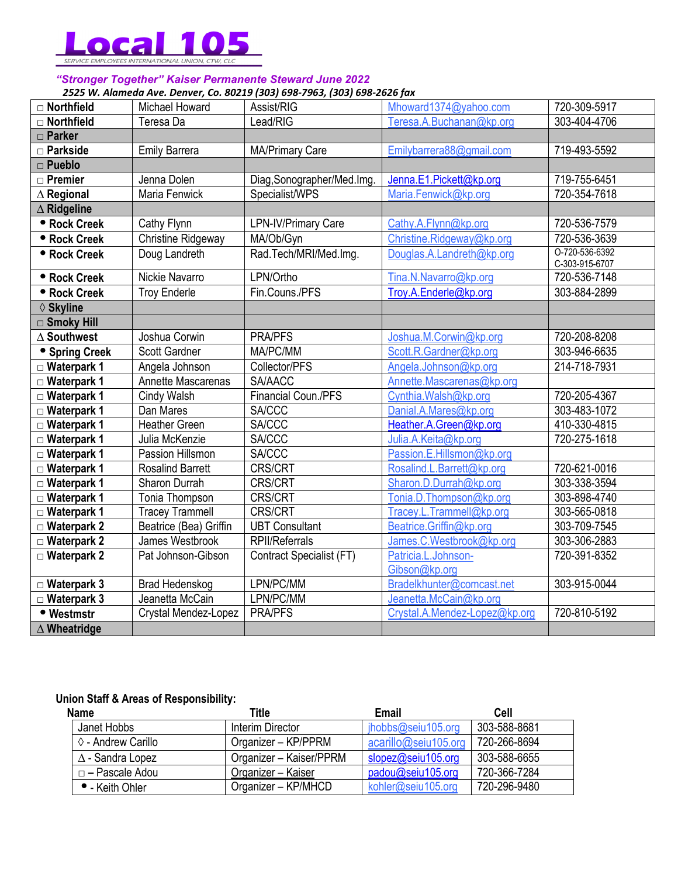# Local 105

SERVICE EMPLOYEES INTERNATIONAL UNION, CTW, CLC

***"Stronger Together" Kaiser Permanente Steward June 2022***

***2525 W. Alameda Ave. Denver, Co. 80219 (303) 698-7963, (303) 698-2626 fax***

| | | | | |
|---|---|---|---|---|
| □ **Northfield** | Michael Howard | Assist/RIG | Mhoward1374@yahoo.com | 720-309-5917 |
| □ **Northfield** | Teresa Da | Lead/RIG | Teresa.A.Buchanan@kp.org | 303-404-4706 |
| □ **Parker** | | | | |
| □ **Parkside** | Emily Barrera | MA/Primary Care | Emilybarrera88@gmail.com | 719-493-5592 |
| □ **Pueblo** | | | | |
| □ **Premier** | Jenna Dolen | Diag,Sonographer/Med.Img. | Jenna.E1.Pickett@kp.org | 719-755-6451 |
| ∆ **Regional** | Maria Fenwick | Specialist/WPS | Maria.Fenwick@kp.org | 720-354-7618 |
| ∆ **Ridgeline** | | | | |
| • **Rock Creek** | Cathy Flynn | LPN-IV/Primary Care | Cathy.A.Flynn@kp.org | 720-536-7579 |
| • **Rock Creek** | Christine Ridgeway | MA/Ob/Gyn | Christine.Ridgeway@kp.org | 720-536-3639 |
| • **Rock Creek** | Doug Landreth | Rad.Tech/MRI/Med.Img. | Douglas.A.Landreth@kp.org | O-720-536-6392 C-303-915-6707 |
| • **Rock Creek** | Nickie Navarro | LPN/Ortho | Tina.N.Navarro@kp.org | 720-536-7148 |
| • **Rock Creek** | Troy Enderle | Fin.Couns./PFS | Troy.A.Enderle@kp.org | 303-884-2899 |
| ◊ **Skyline** | | | | |
| □ **Smoky Hill** | | | | |
| ∆ **Southwest** | Joshua Corwin | PRA/PFS | Joshua.M.Corwin@kp.org | 720-208-8208 |
| • **Spring Creek** | Scott Gardner | MA/PC/MM | Scott.R.Gardner@kp.org | 303-946-6635 |
| □ **Waterpark 1** | Angela Johnson | Collector/PFS | Angela.Johnson@kp.org | 214-718-7931 |
| □ **Waterpark 1** | Annette Mascarenas | SA/AACC | Annette.Mascarenas@kp.org | |
| □ **Waterpark 1** | Cindy Walsh | Financial Coun./PFS | Cynthia.Walsh@kp.org | 720-205-4367 |
| □ **Waterpark 1** | Dan Mares | SA/CCC | Danial.A.Mares@kp.org | 303-483-1072 |
| □ **Waterpark 1** | Heather Green | SA/CCC | Heather.A.Green@kp.org | 410-330-4815 |
| □ **Waterpark 1** | Julia McKenzie | SA/CCC | Julia.A.Keita@kp.org | 720-275-1618 |
| □ **Waterpark 1** | Passion Hillsmon | SA/CCC | Passion.E.Hillsmon@kp.org | |
| □ **Waterpark 1** | Rosalind Barrett | CRS/CRT | Rosalind.L.Barrett@kp.org | 720-621-0016 |
| □ **Waterpark 1** | Sharon Durrah | CRS/CRT | Sharon.D.Durrah@kp.org | 303-338-3594 |
| □ **Waterpark 1** | Tonia Thompson | CRS/CRT | Tonia.D.Thompson@kp.org | 303-898-4740 |
| □ **Waterpark 1** | Tracey Trammell | CRS/CRT | Tracey.L.Trammell@kp.org | 303-565-0818 |
| □ **Waterpark 2** | Beatrice (Bea) Griffin | UBT Consultant | Beatrice.Griffin@kp.org | 303-709-7545 |
| □ **Waterpark 2** | James Westbrook | RPII/Referrals | James.C.Westbrook@kp.org | 303-306-2883 |
| □ **Waterpark 2** | Pat Johnson-Gibson | Contract Specialist (FT) | Patricia.L.Johnson-Gibson@kp.org | 720-391-8352 |
| □ **Waterpark 3** | Brad Hedenskog | LPN/PC/MM | Bradelkhunter@comcast.net | 303-915-0044 |
| □ **Waterpark 3** | Jeanetta McCain | LPN/PC/MM | Jeanetta.McCain@kp.org | |
| • **Westmstr** | Crystal Mendez-Lopez | PRA/PFS | Crystal.A.Mendez-Lopez@kp.org | 720-810-5192 |
| ∆ **Wheatridge** | | | | |

**Union Staff & Areas of Responsibility:**

| Name | Title | Email | Cell |
|---|---|---|---|
| Janet Hobbs | Interim Director | jhobbs@seiu105.org | 303-588-8681 |
| ◊ - Andrew Carillo | Organizer – KP/PPRM | acarillo@seiu105.org | 720-266-8694 |
| ∆ - Sandra Lopez | Organizer – Kaiser/PPRM | slopez@seiu105.org | 303-588-6655 |
| □ – Pascale Adou | Organizer – Kaiser | padou@seiu105.org | 720-366-7284 |
| • - Keith Ohler | Organizer – KP/MHCD | kohler@seiu105.org | 720-296-9480 |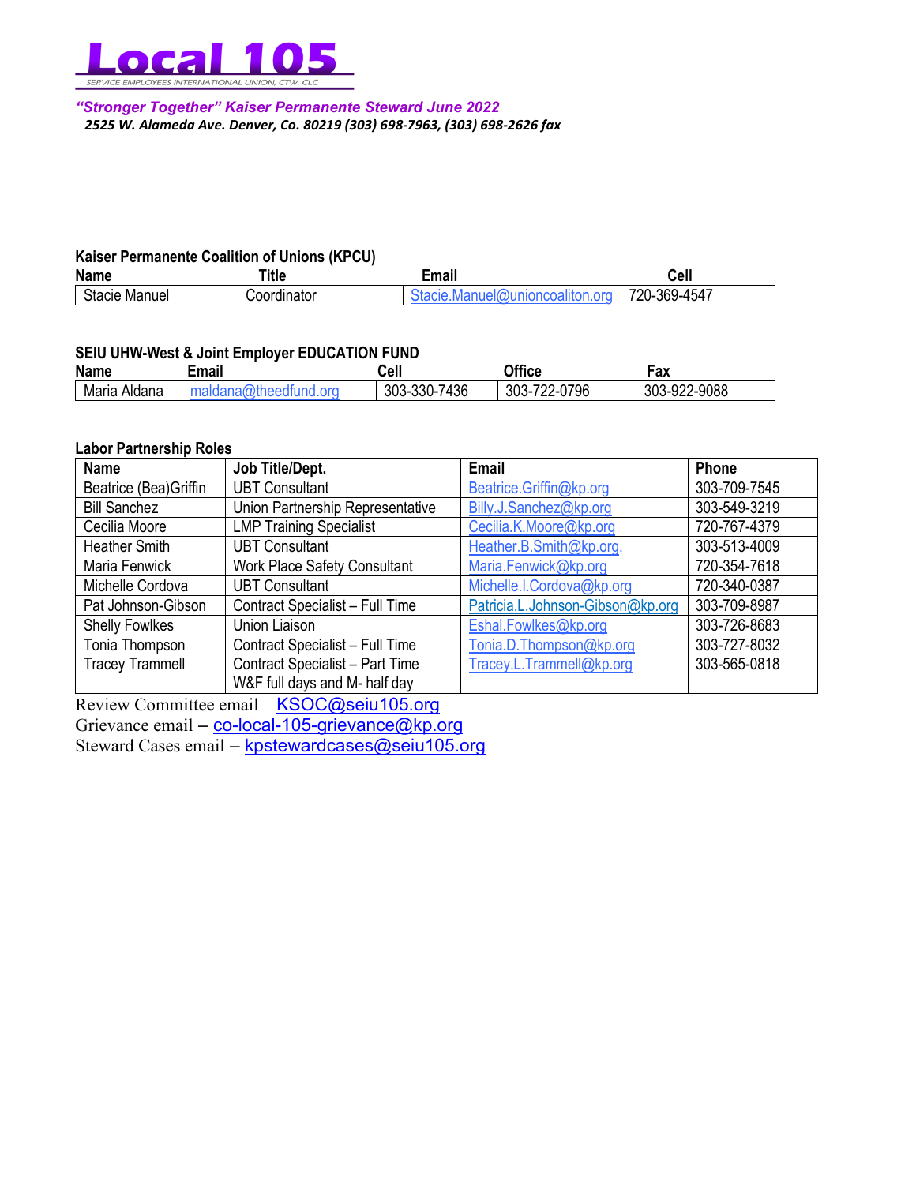# Local 105

SERVICE EMPLOYEES INTERNATIONAL UNION, CTW, CLC

*"Stronger Together" Kaiser Permanente Steward June 2022*

***2525 W. Alameda Ave. Denver, Co. 80219 (303) 698-7963, (303) 698-2626 fax***

**Kaiser Permanente Coalition of Unions (KPCU)**

| Name | Title | Email | Cell |
| --- | --- | --- | --- |
| Stacie Manuel | Coordinator | Stacie.Manuel@unioncoaliton.org | 720-369-4547 |

**SEIU UHW-West & Joint Employer EDUCATION FUND**

| Name | Email | Cell | Office | Fax |
| --- | --- | --- | --- | --- |
| Maria Aldana | maldana@theedfund.org | 303-330-7436 | 303-722-0796 | 303-922-9088 |

**Labor Partnership Roles**

| Name | Job Title/Dept. | Email | Phone |
| --- | --- | --- | --- |
| Beatrice (Bea)Griffin | UBT Consultant | Beatrice.Griffin@kp.org | 303-709-7545 |
| Bill Sanchez | Union Partnership Representative | Billy.J.Sanchez@kp.org | 303-549-3219 |
| Cecilia Moore | LMP Training Specialist | Cecilia.K.Moore@kp.org | 720-767-4379 |
| Heather Smith | UBT Consultant | Heather.B.Smith@kp.org. | 303-513-4009 |
| Maria Fenwick | Work Place Safety Consultant | Maria.Fenwick@kp.org | 720-354-7618 |
| Michelle Cordova | UBT Consultant | Michelle.I.Cordova@kp.org | 720-340-0387 |
| Pat Johnson-Gibson | Contract Specialist – Full Time | Patricia.L.Johnson-Gibson@kp.org | 303-709-8987 |
| Shelly Fowlkes | Union Liaison | Eshal.Fowlkes@kp.org | 303-726-8683 |
| Tonia Thompson | Contract Specialist – Full Time | Tonia.D.Thompson@kp.org | 303-727-8032 |
| Tracey Trammell | Contract Specialist – Part Time W&F full days and M- half day | Tracey.L.Trammell@kp.org | 303-565-0818 |

Review Committee email – KSOC@seiu105.org

Grievance email – co-local-105-grievance@kp.org

Steward Cases email – kpstewardcases@seiu105.org